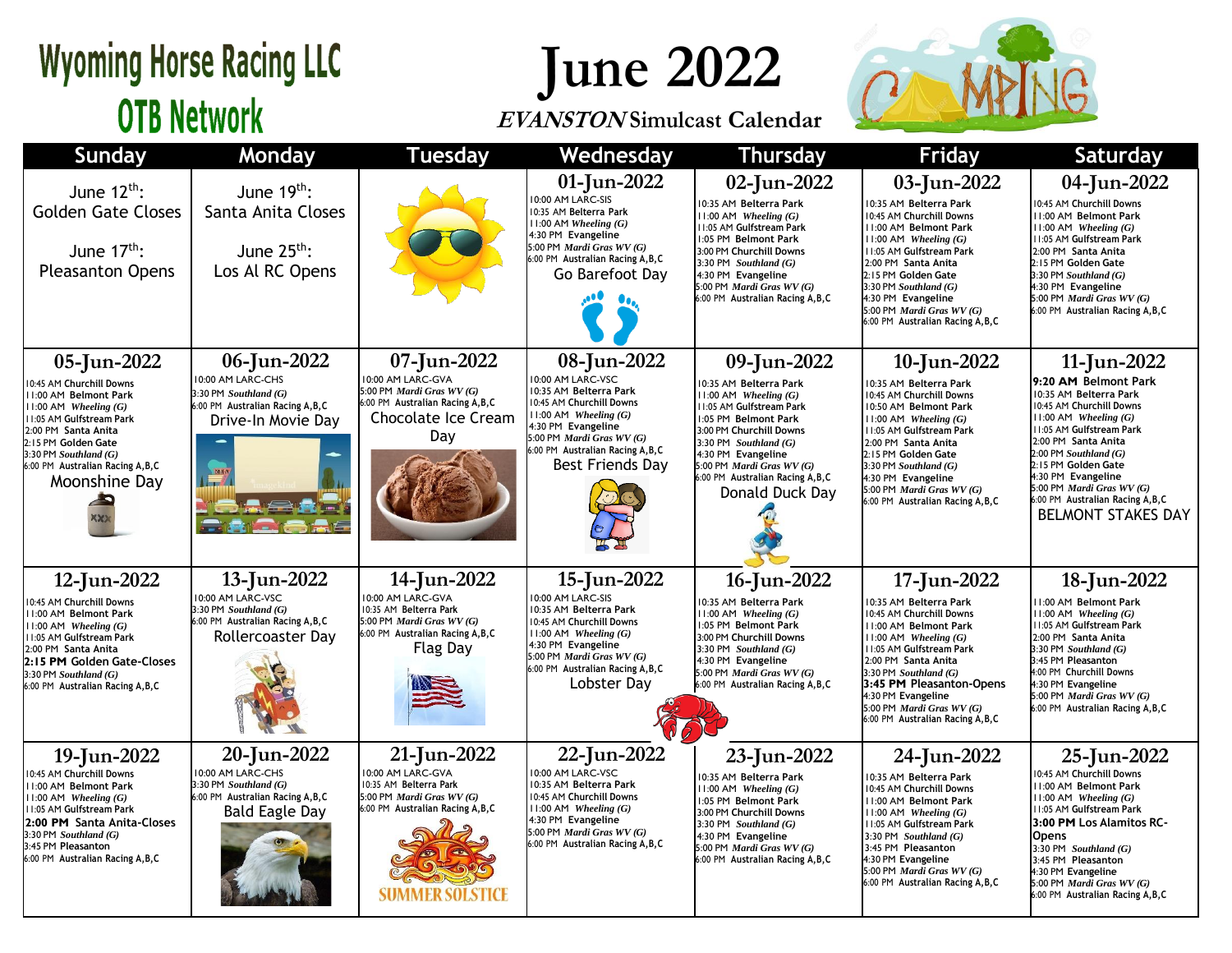# Wyoming Horse Racing LLC
## OTB Network

# June 2022

***EVANSTON* Simulcast Calendar**

| Sunday | Monday | Tuesday | Wednesday | Thursday | Friday | Saturday |
|---|---|---|---|---|---|---|
| June 12th: Golden Gate Closes<br><br>June 17th: Pleasanton Opens | June 19th: Santa Anita Closes<br><br>June 25th: Los Al RC Opens | | **01-Jun-2022**<br>10:00 AM LARC-SIS<br>10:35 AM Belterra Park<br>11:00 AM *Wheeling (G)*<br>4:30 PM Evangeline<br>5:00 PM *Mardi Gras WV (G)*<br>6:00 PM Australian Racing A,B,C<br>Go Barefoot Day | **02-Jun-2022**<br>10:35 AM Belterra Park<br>11:00 AM *Wheeling (G)*<br>11:05 AM Gulfstream Park<br>1:05 PM Belmont Park<br>3:00 PM Churchill Downs<br>3:30 PM *Southland (G)*<br>4:30 PM Evangeline<br>5:00 PM *Mardi Gras WV (G)*<br>6:00 PM Australian Racing A,B,C | **03-Jun-2022**<br>10:35 AM Belterra Park<br>10:45 AM Churchill Downs<br>11:00 AM Belmont Park<br>11:00 AM *Wheeling (G)*<br>11:05 AM Gulfstream Park<br>2:00 PM Santa Anita<br>2:15 PM Golden Gate<br>3:30 PM *Southland (G)*<br>4:30 PM Evangeline<br>5:00 PM *Mardi Gras WV (G)*<br>6:00 PM Australian Racing A,B,C | **04-Jun-2022**<br>10:45 AM Churchill Downs<br>11:00 AM Belmont Park<br>11:00 AM *Wheeling (G)*<br>11:05 AM Gulfstream Park<br>2:00 PM Santa Anita<br>2:15 PM Golden Gate<br>3:30 PM *Southland (G)*<br>4:30 PM Evangeline<br>5:00 PM *Mardi Gras WV (G)*<br>6:00 PM Australian Racing A,B,C |
| **05-Jun-2022**<br>10:45 AM Churchill Downs<br>11:00 AM Belmont Park<br>11:00 AM *Wheeling (G)*<br>11:05 AM Gulfstream Park<br>2:00 PM Santa Anita<br>2:15 PM Golden Gate<br>3:30 PM *Southland (G)*<br>6:00 PM Australian Racing A,B,C<br>Moonshine Day | **06-Jun-2022**<br>10:00 AM LARC-CHS<br>3:30 PM *Southland (G)*<br>6:00 PM Australian Racing A,B,C<br>Drive-In Movie Day | **07-Jun-2022**<br>10:00 AM LARC-GVA<br>5:00 PM *Mardi Gras WV (G)*<br>6:00 PM Australian Racing A,B,C<br>Chocolate Ice Cream Day | **08-Jun-2022**<br>10:00 AM LARC-VSC<br>10:35 AM Belterra Park<br>10:45 AM Churchill Downs<br>11:00 AM *Wheeling (G)*<br>4:30 PM Evangeline<br>5:00 PM *Mardi Gras WV (G)*<br>6:00 PM Australian Racing A,B,C<br>Best Friends Day | **09-Jun-2022**<br>10:35 AM Belterra Park<br>11:00 AM *Wheeling (G)*<br>11:05 AM Gulfstream Park<br>1:05 PM Belmont Park<br>3:00 PM Churchill Downs<br>3:30 PM *Southland (G)*<br>4:30 PM Evangeline<br>5:00 PM *Mardi Gras WV (G)*<br>6:00 PM Australian Racing A,B,C<br>Donald Duck Day | **10-Jun-2022**<br>10:35 AM Belterra Park<br>10:45 AM Churchill Downs<br>10:50 AM Belmont Park<br>11:00 AM *Wheeling (G)*<br>11:05 AM Gulfstream Park<br>2:00 PM Santa Anita<br>2:15 PM Golden Gate<br>3:30 PM *Southland (G)*<br>4:30 PM Evangeline<br>5:00 PM *Mardi Gras WV (G)*<br>6:00 PM Australian Racing A,B,C | **11-Jun-2022**<br>**9:20 AM** Belmont Park<br>10:35 AM Belterra Park<br>10:45 AM Churchill Downs<br>11:00 AM *Wheeling (G)*<br>11:05 AM Gulfstream Park<br>2:00 PM Santa Anita<br>2:00 PM *Southland (G)*<br>2:15 PM Golden Gate<br>4:30 PM Evangeline<br>5:00 PM *Mardi Gras WV (G)*<br>6:00 PM Australian Racing A,B,C<br>BELMONT STAKES DAY |
| **12-Jun-2022**<br>10:45 AM Churchill Downs<br>11:00 AM Belmont Park<br>11:00 AM *Wheeling (G)*<br>11:05 AM Gulfstream Park<br>2:00 PM Santa Anita<br>**2:15 PM Golden Gate-Closes**<br>3:30 PM *Southland (G)*<br>6:00 PM Australian Racing A,B,C | **13-Jun-2022**<br>10:00 AM LARC-VSC<br>3:30 PM *Southland (G)*<br>6:00 PM Australian Racing A,B,C<br>Rollercoaster Day | **14-Jun-2022**<br>10:00 AM LARC-GVA<br>10:35 AM Belterra Park<br>5:00 PM *Mardi Gras WV (G)*<br>6:00 PM Australian Racing A,B,C<br>Flag Day | **15-Jun-2022**<br>10:00 AM LARC-SIS<br>10:35 AM Belterra Park<br>10:45 AM Churchill Downs<br>11:00 AM *Wheeling (G)*<br>4:30 PM Evangeline<br>5:00 PM *Mardi Gras WV (G)*<br>6:00 PM Australian Racing A,B,C<br>Lobster Day | **16-Jun-2022**<br>10:35 AM Belterra Park<br>11:00 AM *Wheeling (G)*<br>1:05 PM Belmont Park<br>3:00 PM Churchill Downs<br>3:30 PM *Southland (G)*<br>4:30 PM Evangeline<br>5:00 PM *Mardi Gras WV (G)*<br>6:00 PM Australian Racing A,B,C | **17-Jun-2022**<br>10:35 AM Belterra Park<br>10:45 AM Churchill Downs<br>11:00 AM Belmont Park<br>11:00 AM *Wheeling (G)*<br>11:05 AM Gulfstream Park<br>2:00 PM Santa Anita<br>3:30 PM *Southland (G)*<br>**3:45 PM Pleasanton-Opens**<br>4:30 PM Evangeline<br>5:00 PM *Mardi Gras WV (G)*<br>6:00 PM Australian Racing A,B,C | **18-Jun-2022**<br>11:00 AM Belmont Park<br>11:00 AM *Wheeling (G)*<br>11:05 AM Gulfstream Park<br>2:00 PM Santa Anita<br>3:30 PM *Southland (G)*<br>3:45 PM Pleasanton<br>4:00 PM Churchill Downs<br>4:30 PM Evangeline<br>5:00 PM *Mardi Gras WV (G)*<br>6:00 PM Australian Racing A,B,C |
| **19-Jun-2022**<br>10:45 AM Churchill Downs<br>11:00 AM Belmont Park<br>11:00 AM *Wheeling (G)*<br>11:05 AM Gulfstream Park<br>**2:00 PM Santa Anita-Closes**<br>3:30 PM *Southland (G)*<br>3:45 PM Pleasanton<br>6:00 PM Australian Racing A,B,C | **20-Jun-2022**<br>10:00 AM LARC-CHS<br>3:30 PM *Southland (G)*<br>6:00 PM Australian Racing A,B,C<br>Bald Eagle Day | **21-Jun-2022**<br>10:00 AM LARC-GVA<br>10:35 AM Belterra Park<br>5:00 PM *Mardi Gras WV (G)*<br>6:00 PM Australian Racing A,B,C<br>SUMMER SOLSTICE | **22-Jun-2022**<br>10:00 AM LARC-VSC<br>10:35 AM Belterra Park<br>10:45 AM Churchill Downs<br>11:00 AM *Wheeling (G)*<br>4:30 PM Evangeline<br>5:00 PM *Mardi Gras WV (G)*<br>6:00 PM Australian Racing A,B,C | **23-Jun-2022**<br>10:35 AM Belterra Park<br>11:00 AM *Wheeling (G)*<br>1:05 PM Belmont Park<br>3:00 PM Churchill Downs<br>3:30 PM *Southland (G)*<br>4:30 PM Evangeline<br>5:00 PM *Mardi Gras WV (G)*<br>6:00 PM Australian Racing A,B,C | **24-Jun-2022**<br>10:35 AM Belterra Park<br>10:45 AM Churchill Downs<br>11:00 AM Belmont Park<br>11:00 AM *Wheeling (G)*<br>11:05 AM Gulfstream Park<br>3:30 PM *Southland (G)*<br>3:45 PM Pleasanton<br>4:30 PM Evangeline<br>5:00 PM *Mardi Gras WV (G)*<br>6:00 PM Australian Racing A,B,C | **25-Jun-2022**<br>10:45 AM Churchill Downs<br>11:00 AM Belmont Park<br>11:00 AM *Wheeling (G)*<br>11:05 AM Gulfstream Park<br>**3:00 PM Los Alamitos RC-Opens**<br>3:30 PM *Southland (G)*<br>3:45 PM Pleasanton<br>4:30 PM Evangeline<br>5:00 PM *Mardi Gras WV (G)*<br>6:00 PM Australian Racing A,B,C |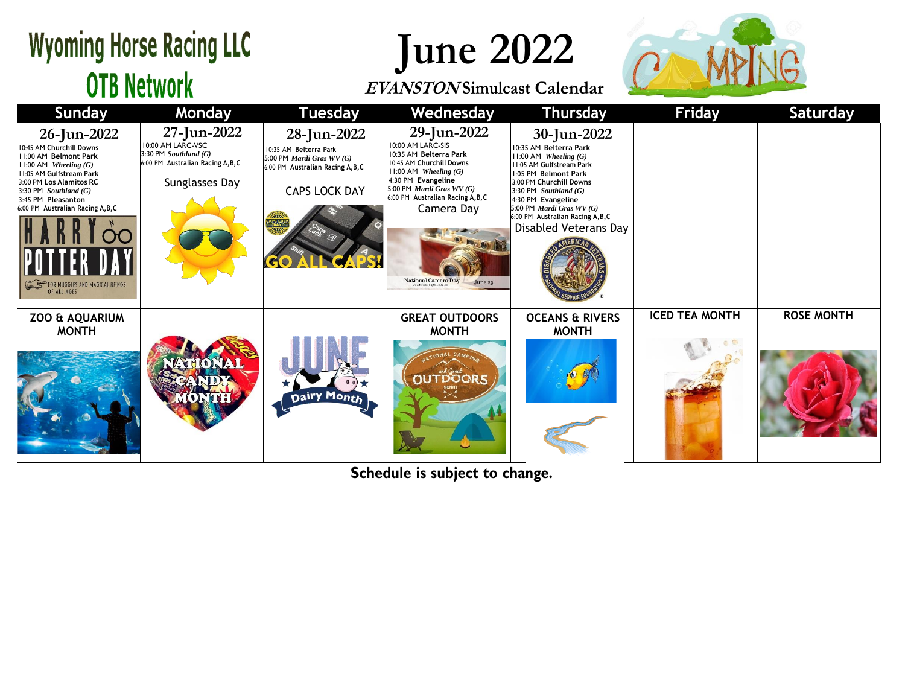# Wyoming Horse Racing LLC
# OTB Network

# June 2022

**_EVANSTON_ Simulcast Calendar**

| Sunday | Monday | Tuesday | Wednesday | Thursday | Friday | Saturday |
|---|---|---|---|---|---|---|
| **26-Jun-2022**<br>10:45 AM Churchill Downs<br>11:00 AM Belmont Park<br>11:00 AM *Wheeling (G)*<br>11:05 AM Gulfstream Park<br>3:00 PM Los Alamitos RC<br>3:30 PM *Southland (G)*<br>3:45 PM Pleasanton<br>6:00 PM Australian Racing A,B,C<br>HARRY POTTER DAY<br>FOR MUGGLES AND MAGICAL BEINGS OF ALL AGES | **27-Jun-2022**<br>10:00 AM LARC-VSC<br>3:30 PM *Southland (G)*<br>6:00 PM Australian Racing A,B,C<br>Sunglasses Day | **28-Jun-2022**<br>10:35 AM Belterra Park<br>5:00 PM *Mardi Gras WV (G)*<br>6:00 PM Australian Racing A,B,C<br>CAPS LOCK DAY<br>GO ALL CAPS! | **29-Jun-2022**<br>10:00 AM LARC-SIS<br>10:35 AM Belterra Park<br>10:45 AM Churchill Downs<br>11:00 AM *Wheeling (G)*<br>4:30 PM Evangeline<br>5:00 PM *Mardi Gras WV (G)*<br>6:00 PM Australian Racing A,B,C<br>Camera Day<br>National Camera Day June 29 | **30-Jun-2022**<br>10:35 AM Belterra Park<br>11:00 AM *Wheeling (G)*<br>11:05 AM Gulfstream Park<br>1:05 PM Belmont Park<br>3:00 PM Churchill Downs<br>3:30 PM *Southland (G)*<br>4:30 PM Evangeline<br>5:00 PM *Mardi Gras WV (G)*<br>6:00 PM Australian Racing A,B,C<br>Disabled Veterans Day | | |
| **ZOO & AQUARIUM MONTH** | NATIONAL CANDY MONTH | JUNE Dairy Month | **GREAT OUTDOORS MONTH**<br>NATIONAL CAMPING and Great OUTDOORS MONTH | **OCEANS & RIVERS MONTH** | **ICED TEA MONTH** | **ROSE MONTH** |

**Schedule is subject to change.**